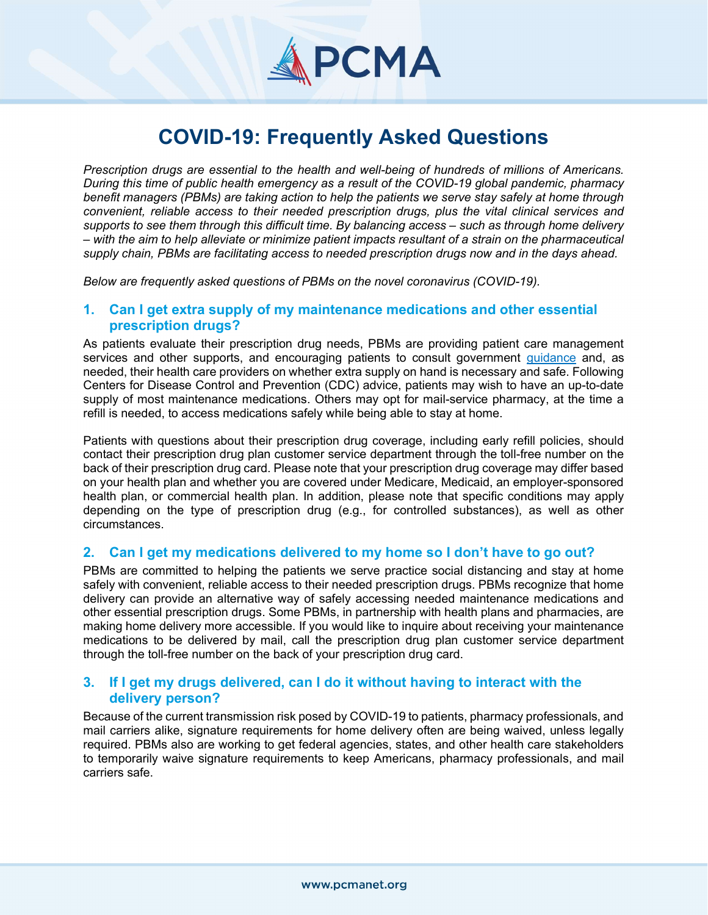# COVID-19: Frequently Asked Questions

*Prescription drugs are essential to the health and well-being of hundreds of millions of Americans. During this time of public health emergency as a result of the COVID-19 global pandemic, pharmacy benefit managers (PBMs) are taking action to help the patients we serve stay safely at home through convenient, reliable access to their needed prescription drugs, plus the vital clinical services and supports to see them through this difficult time. By balancing access – such as through home delivery – with the aim to help alleviate or minimize patient impacts resultant of a strain on the pharmaceutical supply chain, PBMs are facilitating access to needed prescription drugs now and in the days ahead.*

*Below are frequently asked questions of PBMs on the novel coronavirus (COVID-19).*

## 1. Can I get extra supply of my maintenance medications and other essential prescription drugs?

As patients evaluate their prescription drug needs, PBMs are providing patient care management services and other supports, and encouraging patients to consult government guidance and, as needed, their health care providers on whether extra supply on hand is necessary and safe. Following Centers for Disease Control and Prevention (CDC) advice, patients may wish to have an up-to-date supply of most maintenance medications. Others may opt for mail-service pharmacy, at the time a refill is needed, to access medications safely while being able to stay at home.

Patients with questions about their prescription drug coverage, including early refill policies, should contact their prescription drug plan customer service department through the toll-free number on the back of their prescription drug card. Please note that your prescription drug coverage may differ based on your health plan and whether you are covered under Medicare, Medicaid, an employer-sponsored health plan, or commercial health plan. In addition, please note that specific conditions may apply depending on the type of prescription drug (e.g., for controlled substances), as well as other circumstances.

## 2. Can I get my medications delivered to my home so I don't have to go out?

PBMs are committed to helping the patients we serve practice social distancing and stay at home safely with convenient, reliable access to their needed prescription drugs. PBMs recognize that home delivery can provide an alternative way of safely accessing needed maintenance medications and other essential prescription drugs. Some PBMs, in partnership with health plans and pharmacies, are making home delivery more accessible. If you would like to inquire about receiving your maintenance medications to be delivered by mail, call the prescription drug plan customer service department through the toll-free number on the back of your prescription drug card.

## 3. If I get my drugs delivered, can I do it without having to interact with the delivery person?

Because of the current transmission risk posed by COVID-19 to patients, pharmacy professionals, and mail carriers alike, signature requirements for home delivery often are being waived, unless legally required. PBMs also are working to get federal agencies, states, and other health care stakeholders to temporarily waive signature requirements to keep Americans, pharmacy professionals, and mail carriers safe.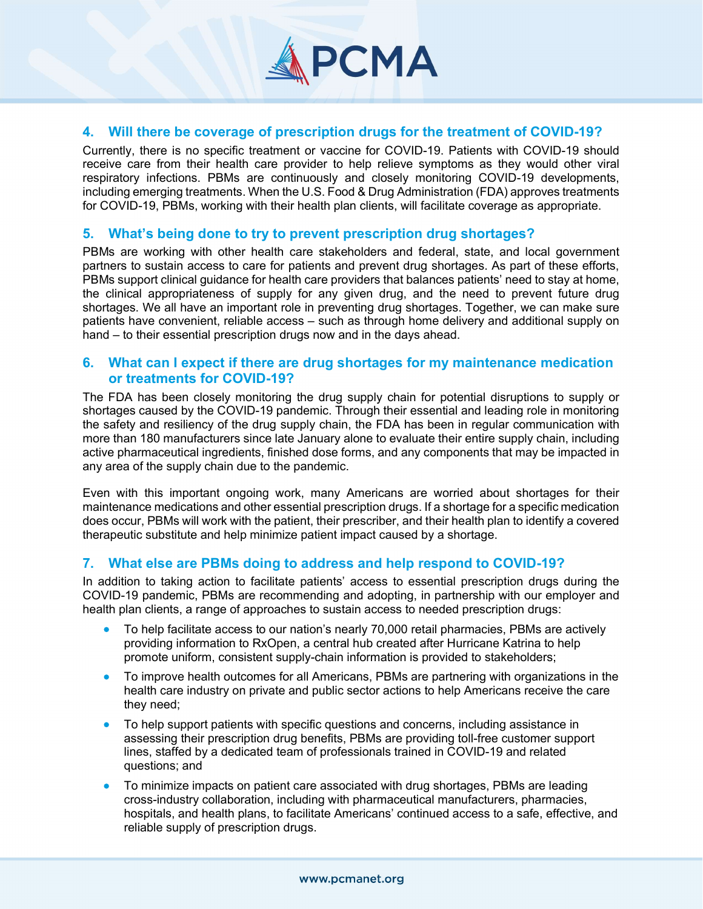## 4. Will there be coverage of prescription drugs for the treatment of COVID-19?

Currently, there is no specific treatment or vaccine for COVID-19. Patients with COVID-19 should receive care from their health care provider to help relieve symptoms as they would other viral respiratory infections. PBMs are continuously and closely monitoring COVID-19 developments, including emerging treatments. When the U.S. Food & Drug Administration (FDA) approves treatments for COVID-19, PBMs, working with their health plan clients, will facilitate coverage as appropriate.

## 5. What's being done to try to prevent prescription drug shortages?

PBMs are working with other health care stakeholders and federal, state, and local government partners to sustain access to care for patients and prevent drug shortages. As part of these efforts, PBMs support clinical guidance for health care providers that balances patients' need to stay at home, the clinical appropriateness of supply for any given drug, and the need to prevent future drug shortages. We all have an important role in preventing drug shortages. Together, we can make sure patients have convenient, reliable access – such as through home delivery and additional supply on hand – to their essential prescription drugs now and in the days ahead.

## 6. What can I expect if there are drug shortages for my maintenance medication or treatments for COVID-19?

The FDA has been closely monitoring the drug supply chain for potential disruptions to supply or shortages caused by the COVID-19 pandemic. Through their essential and leading role in monitoring the safety and resiliency of the drug supply chain, the FDA has been in regular communication with more than 180 manufacturers since late January alone to evaluate their entire supply chain, including active pharmaceutical ingredients, finished dose forms, and any components that may be impacted in any area of the supply chain due to the pandemic.

Even with this important ongoing work, many Americans are worried about shortages for their maintenance medications and other essential prescription drugs. If a shortage for a specific medication does occur, PBMs will work with the patient, their prescriber, and their health plan to identify a covered therapeutic substitute and help minimize patient impact caused by a shortage.

## 7. What else are PBMs doing to address and help respond to COVID-19?

In addition to taking action to facilitate patients' access to essential prescription drugs during the COVID-19 pandemic, PBMs are recommending and adopting, in partnership with our employer and health plan clients, a range of approaches to sustain access to needed prescription drugs:

- To help facilitate access to our nation's nearly 70,000 retail pharmacies, PBMs are actively providing information to RxOpen, a central hub created after Hurricane Katrina to help promote uniform, consistent supply-chain information is provided to stakeholders;
- To improve health outcomes for all Americans, PBMs are partnering with organizations in the health care industry on private and public sector actions to help Americans receive the care they need;
- To help support patients with specific questions and concerns, including assistance in assessing their prescription drug benefits, PBMs are providing toll-free customer support lines, staffed by a dedicated team of professionals trained in COVID-19 and related questions; and
- To minimize impacts on patient care associated with drug shortages, PBMs are leading cross-industry collaboration, including with pharmaceutical manufacturers, pharmacies, hospitals, and health plans, to facilitate Americans' continued access to a safe, effective, and reliable supply of prescription drugs.